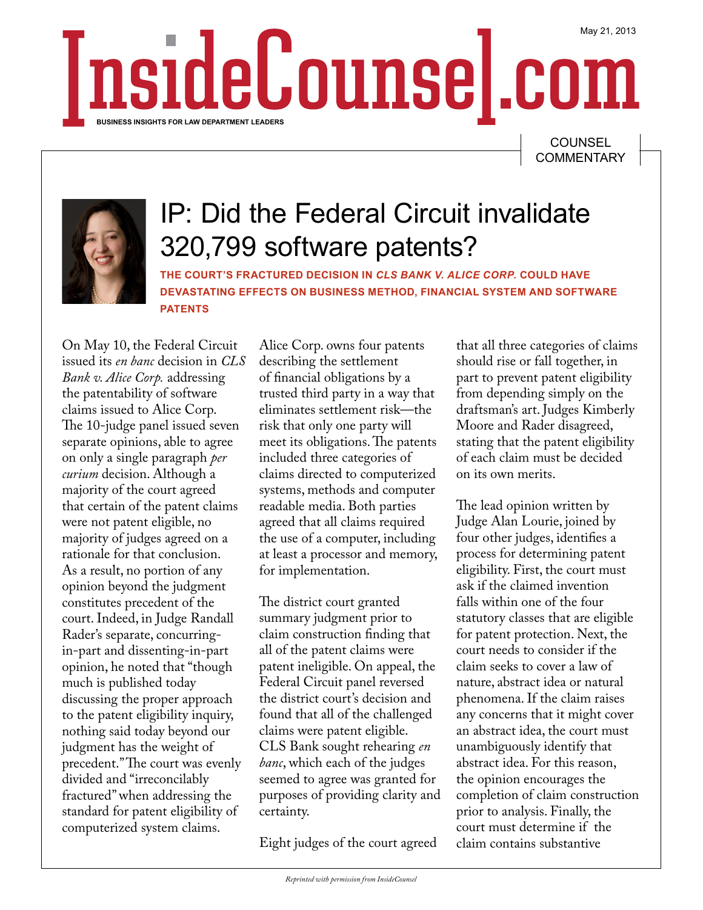# InsideCounsel.com

BUSINESS INSIGHTS FOR LAW DEPARTMENT LEADERS

May 21, 2013

COUNSEL COMMENTARY

## IP: Did the Federal Circuit invalidate 320,799 software patents?

**THE COURT'S FRACTURED DECISION IN *CLS BANK V. ALICE CORP.* COULD HAVE DEVASTATING EFFECTS ON BUSINESS METHOD, FINANCIAL SYSTEM AND SOFTWARE PATENTS**

On May 10, the Federal Circuit issued its *en banc* decision in *CLS Bank v. Alice Corp.* addressing the patentability of software claims issued to Alice Corp. The 10-judge panel issued seven separate opinions, able to agree on only a single paragraph *per curium* decision. Although a majority of the court agreed that certain of the patent claims were not patent eligible, no majority of judges agreed on a rationale for that conclusion. As a result, no portion of any opinion beyond the judgment constitutes precedent of the court. Indeed, in Judge Randall Rader's separate, concurring-in-part and dissenting-in-part opinion, he noted that "though much is published today discussing the proper approach to the patent eligibility inquiry, nothing said today beyond our judgment has the weight of precedent." The court was evenly divided and "irreconcilably fractured" when addressing the standard for patent eligibility of computerized system claims.

Alice Corp. owns four patents describing the settlement of financial obligations by a trusted third party in a way that eliminates settlement risk—the risk that only one party will meet its obligations. The patents included three categories of claims directed to computerized systems, methods and computer readable media. Both parties agreed that all claims required the use of a computer, including at least a processor and memory, for implementation.

The district court granted summary judgment prior to claim construction finding that all of the patent claims were patent ineligible. On appeal, the Federal Circuit panel reversed the district court's decision and found that all of the challenged claims were patent eligible. CLS Bank sought rehearing *en banc*, which each of the judges seemed to agree was granted for purposes of providing clarity and certainty.

Eight judges of the court agreed that all three categories of claims should rise or fall together, in part to prevent patent eligibility from depending simply on the draftsman's art. Judges Kimberly Moore and Rader disagreed, stating that the patent eligibility of each claim must be decided on its own merits.

The lead opinion written by Judge Alan Lourie, joined by four other judges, identifies a process for determining patent eligibility. First, the court must ask if the claimed invention falls within one of the four statutory classes that are eligible for patent protection. Next, the court needs to consider if the claim seeks to cover a law of nature, abstract idea or natural phenomena. If the claim raises any concerns that it might cover an abstract idea, the court must unambiguously identify that abstract idea. For this reason, the opinion encourages the completion of claim construction prior to analysis. Finally, the court must determine if the claim contains substantive

*Reprinted with permission from InsideCounsel*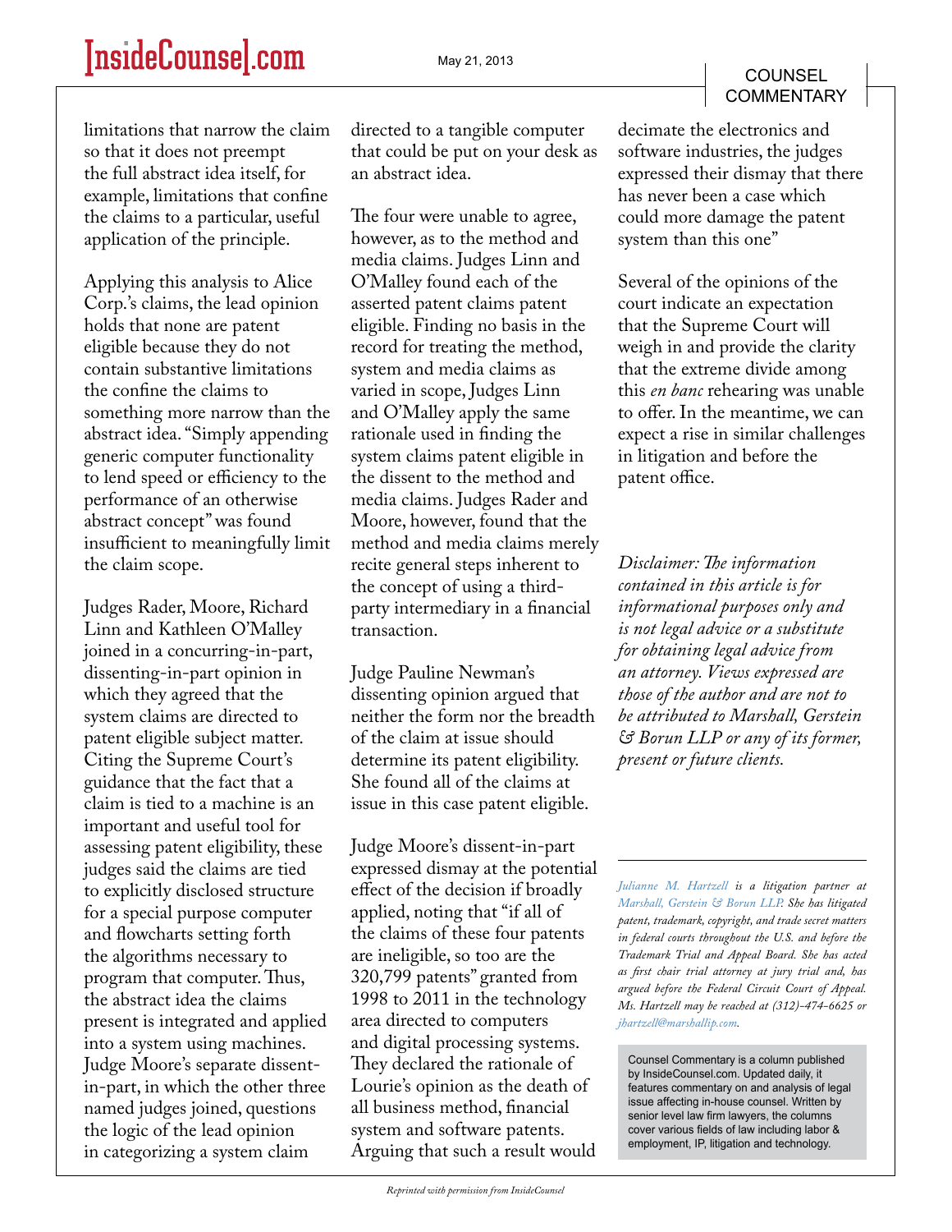limitations that narrow the claim so that it does not preempt the full abstract idea itself, for example, limitations that confine the claims to a particular, useful application of the principle.

Applying this analysis to Alice Corp.'s claims, the lead opinion holds that none are patent eligible because they do not contain substantive limitations the confine the claims to something more narrow than the abstract idea. "Simply appending generic computer functionality to lend speed or efficiency to the performance of an otherwise abstract concept" was found insufficient to meaningfully limit the claim scope.

Judges Rader, Moore, Richard Linn and Kathleen O'Malley joined in a concurring-in-part, dissenting-in-part opinion in which they agreed that the system claims are directed to patent eligible subject matter. Citing the Supreme Court's guidance that the fact that a claim is tied to a machine is an important and useful tool for assessing patent eligibility, these judges said the claims are tied to explicitly disclosed structure for a special purpose computer and flowcharts setting forth the algorithms necessary to program that computer. Thus, the abstract idea the claims present is integrated and applied into a system using machines. Judge Moore's separate dissent-in-part, in which the other three named judges joined, questions the logic of the lead opinion in categorizing a system claim directed to a tangible computer that could be put on your desk as an abstract idea.

The four were unable to agree, however, as to the method and media claims. Judges Linn and O'Malley found each of the asserted patent claims patent eligible. Finding no basis in the record for treating the method, system and media claims as varied in scope, Judges Linn and O'Malley apply the same rationale used in finding the system claims patent eligible in the dissent to the method and media claims. Judges Rader and Moore, however, found that the method and media claims merely recite general steps inherent to the concept of using a third-party intermediary in a financial transaction.

Judge Pauline Newman's dissenting opinion argued that neither the form nor the breadth of the claim at issue should determine its patent eligibility. She found all of the claims at issue in this case patent eligible.

Judge Moore's dissent-in-part expressed dismay at the potential effect of the decision if broadly applied, noting that "if all of the claims of these four patents are ineligible, so too are the 320,799 patents" granted from 1998 to 2011 in the technology area directed to computers and digital processing systems. They declared the rationale of Lourie's opinion as the death of all business method, financial system and software patents. Arguing that such a result would decimate the electronics and software industries, the judges expressed their dismay that there has never been a case which could more damage the patent system than this one"

Several of the opinions of the court indicate an expectation that the Supreme Court will weigh in and provide the clarity that the extreme divide among this *en banc* rehearing was unable to offer. In the meantime, we can expect a rise in similar challenges in litigation and before the patent office.

*Disclaimer: The information contained in this article is for informational purposes only and is not legal advice or a substitute for obtaining legal advice from an attorney. Views expressed are those of the author and are not to be attributed to Marshall, Gerstein & Borun LLP or any of its former, present or future clients.*

---

*Julianne M. Hartzell is a litigation partner at Marshall, Gerstein & Borun LLP. She has litigated patent, trademark, copyright, and trade secret matters in federal courts throughout the U.S. and before the Trademark Trial and Appeal Board. She has acted as first chair trial attorney at jury trial and, has argued before the Federal Circuit Court of Appeal. Ms. Hartzell may be reached at (312)-474-6625 or jhartzell@marshallip.com.*

Counsel Commentary is a column published by InsideCounsel.com. Updated daily, it features commentary on and analysis of legal issue affecting in-house counsel. Written by senior level law firm lawyers, the columns cover various fields of law including labor & employment, IP, litigation and technology.